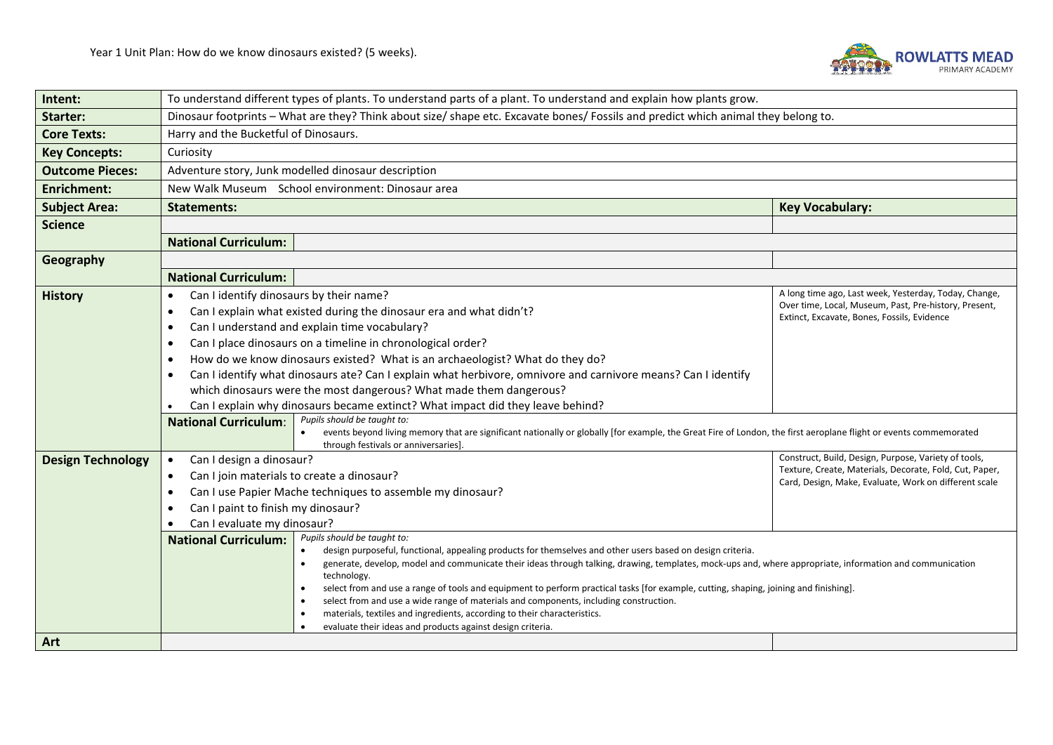Year 1 Unit Plan: How do we know dinosaurs existed? (5 weeks).

ROWLATTS MEAD PRIMARY ACADEMY

| **Intent:** | To understand different types of plants. To understand parts of a plant. To understand and explain how plants grow. | |
|---|---|---|
| **Starter:** | Dinosaur footprints – What are they? Think about size/ shape etc. Excavate bones/ Fossils and predict which animal they belong to. | |
| **Core Texts:** | Harry and the Bucketful of Dinosaurs. | |
| **Key Concepts:** | Curiosity | |
| **Outcome Pieces:** | Adventure story, Junk modelled dinosaur description | |
| **Enrichment:** | New Walk Museum   School environment: Dinosaur area | |
| **Subject Area:** | **Statements:** | **Key Vocabulary:** |
| **Science** | | |
| | **National Curriculum:** | |
| **Geography** | | |
| | **National Curriculum:** | |
| **History** | • Can I identify dinosaurs by their name?<br>• Can I explain what existed during the dinosaur era and what didn't?<br>• Can I understand and explain time vocabulary?<br>• Can I place dinosaurs on a timeline in chronological order?<br>• How do we know dinosaurs existed? What is an archaeologist? What do they do?<br>• Can I identify what dinosaurs ate? Can I explain what herbivore, omnivore and carnivore means? Can I identify which dinosaurs were the most dangerous? What made them dangerous?<br>• Can I explain why dinosaurs became extinct? What impact did they leave behind? | A long time ago, Last week, Yesterday, Today, Change, Over time, Local, Museum, Past, Pre-history, Present, Extinct, Excavate, Bones, Fossils, Evidence |
| | **National Curriculum**: *Pupils should be taught to:*<br>• events beyond living memory that are significant nationally or globally [for example, the Great Fire of London, the first aeroplane flight or events commemorated through festivals or anniversaries]. | |
| **Design Technology** | • Can I design a dinosaur?<br>• Can I join materials to create a dinosaur?<br>• Can I use Papier Mache techniques to assemble my dinosaur?<br>• Can I paint to finish my dinosaur?<br>• Can I evaluate my dinosaur? | Construct, Build, Design, Purpose, Variety of tools, Texture, Create, Materials, Decorate, Fold, Cut, Paper, Card, Design, Make, Evaluate, Work on different scale |
| | **National Curriculum:** *Pupils should be taught to:*<br>• design purposeful, functional, appealing products for themselves and other users based on design criteria.<br>• generate, develop, model and communicate their ideas through talking, drawing, templates, mock-ups and, where appropriate, information and communication technology.<br>• select from and use a range of tools and equipment to perform practical tasks [for example, cutting, shaping, joining and finishing].<br>• select from and use a wide range of materials and components, including construction.<br>• materials, textiles and ingredients, according to their characteristics.<br>• evaluate their ideas and products against design criteria. | |
| **Art** | | |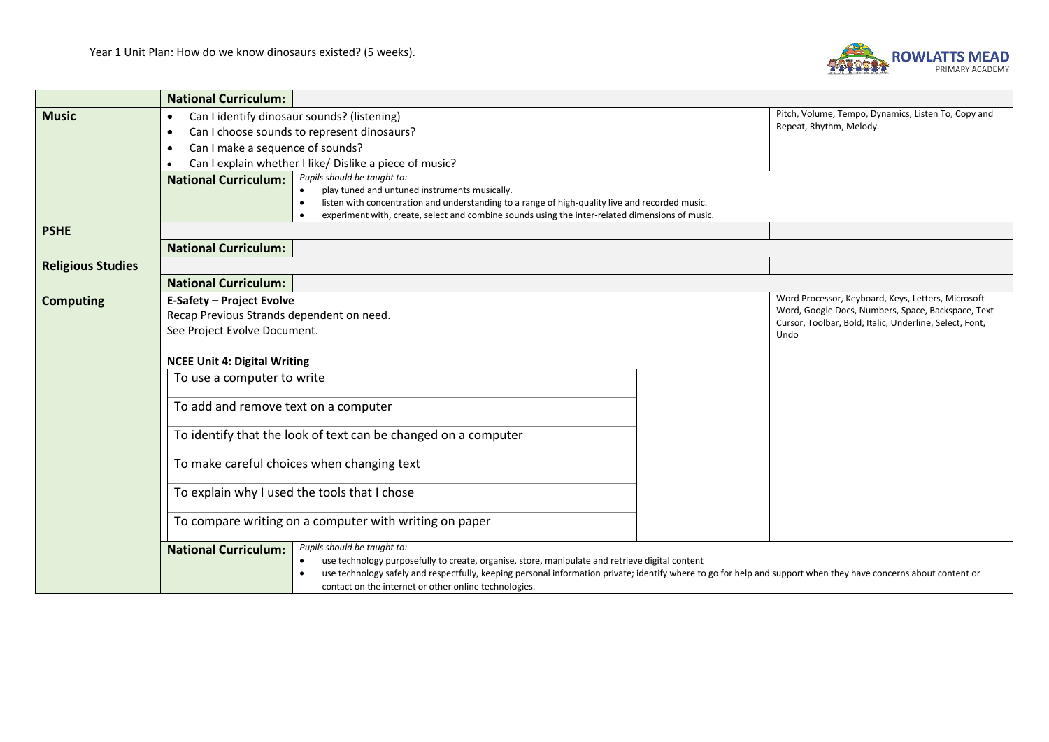Year 1 Unit Plan: How do we know dinosaurs existed? (5 weeks).

| | | | |
|---|---|---|---|
| | **National Curriculum:** | | |
| **Music** | • Can I identify dinosaur sounds? (listening)<br>• Can I choose sounds to represent dinosaurs?<br>• Can I make a sequence of sounds?<br>• Can I explain whether I like/ Dislike a piece of music? | | Pitch, Volume, Tempo, Dynamics, Listen To, Copy and Repeat, Rhythm, Melody. |
| | **National Curriculum:** | *Pupils should be taught to:*<br>• play tuned and untuned instruments musically.<br>• listen with concentration and understanding to a range of high-quality live and recorded music.<br>• experiment with, create, select and combine sounds using the inter-related dimensions of music. | |
| **PSHE** | | | |
| | **National Curriculum:** | | |
| **Religious Studies** | | | |
| | **National Curriculum:** | | |
| **Computing** | **E-Safety – Project Evolve**<br>Recap Previous Strands dependent on need.<br>See Project Evolve Document.<br><br>**NCEE Unit 4: Digital Writing**<br>To use a computer to write<br>To add and remove text on a computer<br>To identify that the look of text can be changed on a computer<br>To make careful choices when changing text<br>To explain why I used the tools that I chose<br>To compare writing on a computer with writing on paper | | Word Processor, Keyboard, Keys, Letters, Microsoft Word, Google Docs, Numbers, Space, Backspace, Text Cursor, Toolbar, Bold, Italic, Underline, Select, Font, Undo |
| | **National Curriculum:** | *Pupils should be taught to:*<br>• use technology purposefully to create, organise, store, manipulate and retrieve digital content<br>• use technology safely and respectfully, keeping personal information private; identify where to go for help and support when they have concerns about content or contact on the internet or other online technologies. | |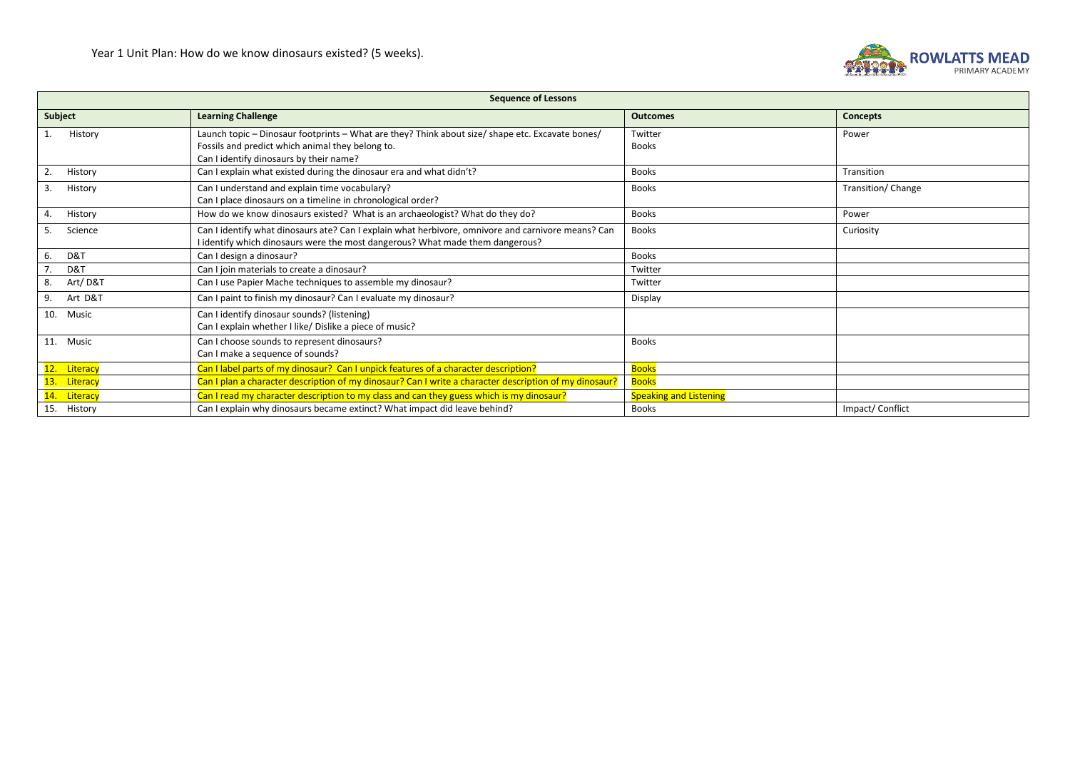Year 1 Unit Plan: How do we know dinosaurs existed? (5 weeks).

ROWLATTS MEAD PRIMARY ACADEMY

| Sequence of Lessons | | | |
|---|---|---|---|
| **Subject** | **Learning Challenge** | **Outcomes** | **Concepts** |
| 1. History | Launch topic – Dinosaur footprints – What are they? Think about size/ shape etc. Excavate bones/ Fossils and predict which animal they belong to.<br>Can I identify dinosaurs by their name? | Twitter<br>Books | Power |
| 2. History | Can I explain what existed during the dinosaur era and what didn't? | Books | Transition |
| 3. History | Can I understand and explain time vocabulary?<br>Can I place dinosaurs on a timeline in chronological order? | Books | Transition/ Change |
| 4. History | How do we know dinosaurs existed? What is an archaeologist? What do they do? | Books | Power |
| 5. Science | Can I identify what dinosaurs ate? Can I explain what herbivore, omnivore and carnivore means? Can I identify which dinosaurs were the most dangerous? What made them dangerous? | Books | Curiosity |
| 6. D&T | Can I design a dinosaur? | Books | |
| 7. D&T | Can I join materials to create a dinosaur? | Twitter | |
| 8. Art/ D&T | Can I use Papier Mache techniques to assemble my dinosaur? | Twitter | |
| 9. Art D&T | Can I paint to finish my dinosaur? Can I evaluate my dinosaur? | Display | |
| 10. Music | Can I identify dinosaur sounds? (listening)<br>Can I explain whether I like/ Dislike a piece of music? | | |
| 11. Music | Can I choose sounds to represent dinosaurs?<br>Can I make a sequence of sounds? | Books | |
| 12. Literacy | Can I label parts of my dinosaur? Can I unpick features of a character description? | Books | |
| 13. Literacy | Can I plan a character description of my dinosaur? Can I write a character description of my dinosaur? | Books | |
| 14. Literacy | Can I read my character description to my class and can they guess which is my dinosaur? | Speaking and Listening | |
| 15. History | Can I explain why dinosaurs became extinct? What impact did leave behind? | Books | Impact/ Conflict |